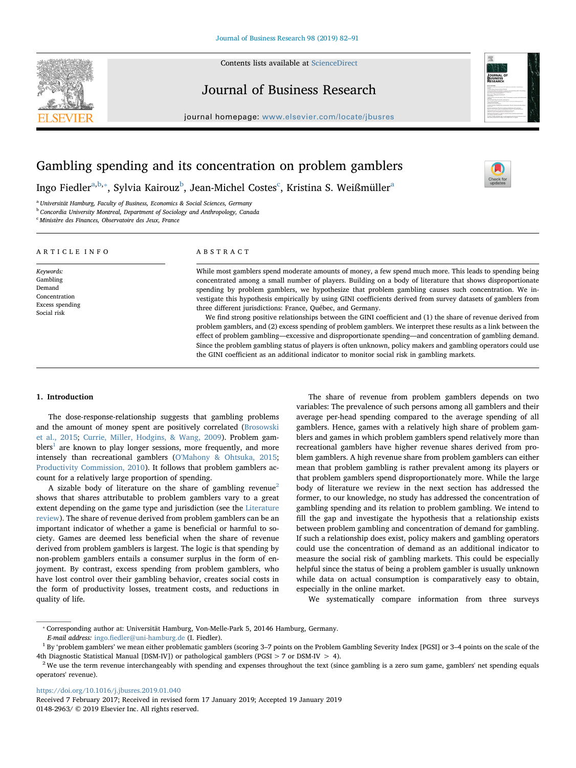# Gambling spending and its concentration on problem gamblers

Ingo Fiedler[a,b,*], Sylvia Kairouz[b], Jean-Michel Costes[c], Kristina S. Weißmüller[a]

[a] Universität Hamburg, Faculty of Business, Economics & Social Sciences, Germany
[b] Concordia University Montreal, Department of Sociology and Anthropology, Canada
[c] Ministère des Finances, Observatoire des Jeux, France

## ARTICLE INFO

*Keywords:*
Gambling
Demand
Concentration
Excess spending
Social risk

## ABSTRACT

While most gamblers spend moderate amounts of money, a few spend much more. This leads to spending being concentrated among a small number of players. Building on a body of literature that shows disproportionate spending by problem gamblers, we hypothesize that problem gambling causes such concentration. We investigate this hypothesis empirically by using GINI coefficients derived from survey datasets of gamblers from three different jurisdictions: France, Québec, and Germany.

We find strong positive relationships between the GINI coefficient and (1) the share of revenue derived from problem gamblers, and (2) excess spending of problem gamblers. We interpret these results as a link between the effect of problem gambling—excessive and disproportionate spending—and concentration of gambling demand. Since the problem gambling status of players is often unknown, policy makers and gambling operators could use the GINI coefficient as an additional indicator to monitor social risk in gambling markets.

## 1. Introduction

The dose-response-relationship suggests that gambling problems and the amount of money spent are positively correlated (Brosowski et al., 2015; Currie, Miller, Hodgins, & Wang, 2009). Problem gamblers[1] are known to play longer sessions, more frequently, and more intensely than recreational gamblers (O'Mahony & Ohtsuka, 2015; Productivity Commission, 2010). It follows that problem gamblers account for a relatively large proportion of spending.

A sizable body of literature on the share of gambling revenue[2] shows that shares attributable to problem gamblers vary to a great extent depending on the game type and jurisdiction (see the Literature review). The share of revenue derived from problem gamblers can be an important indicator of whether a game is beneficial or harmful to society. Games are deemed less beneficial when the share of revenue derived from problem gamblers is largest. The logic is that spending by non-problem gamblers entails a consumer surplus in the form of enjoyment. By contrast, excess spending from problem gamblers, who have lost control over their gambling behavior, creates social costs in the form of productivity losses, treatment costs, and reductions in quality of life.

The share of revenue from problem gamblers depends on two variables: The prevalence of such persons among all gamblers and their average per-head spending compared to the average spending of all gamblers. Hence, games with a relatively high share of problem gamblers and games in which problem gamblers spend relatively more than recreational gamblers have higher revenue shares derived from problem gamblers. A high revenue share from problem gamblers can either mean that problem gambling is rather prevalent among its players or that problem gamblers spend disproportionately more. While the large body of literature we review in the next section has addressed the former, to our knowledge, no study has addressed the concentration of gambling spending and its relation to problem gambling. We intend to fill the gap and investigate the hypothesis that a relationship exists between problem gambling and concentration of demand for gambling. If such a relationship does exist, policy makers and gambling operators could use the concentration of demand as an additional indicator to measure the social risk of gambling markets. This could be especially helpful since the status of being a problem gambler is usually unknown while data on actual consumption is comparatively easy to obtain, especially in the online market.

We systematically compare information from three surveys

---

* Corresponding author at: Universität Hamburg, Von-Melle-Park 5, 20146 Hamburg, Germany.
*E-mail address:* ingo.fiedler@uni-hamburg.de (I. Fiedler).

[1] By 'problem gamblers' we mean either problematic gamblers (scoring 3–7 points on the Problem Gambling Severity Index [PGSI] or 3–4 points on the scale of the 4th Diagnostic Statistical Manual [DSM-IV]) or pathological gamblers (PGSI > 7 or DSM-IV > 4).

[2] We use the term revenue interchangeably with spending and expenses throughout the text (since gambling is a zero sum game, gamblers' net spending equals operators' revenue).

https://doi.org/10.1016/j.jbusres.2019.01.040
Received 7 February 2017; Received in revised form 17 January 2019; Accepted 19 January 2019
0148-2963/ © 2019 Elsevier Inc. All rights reserved.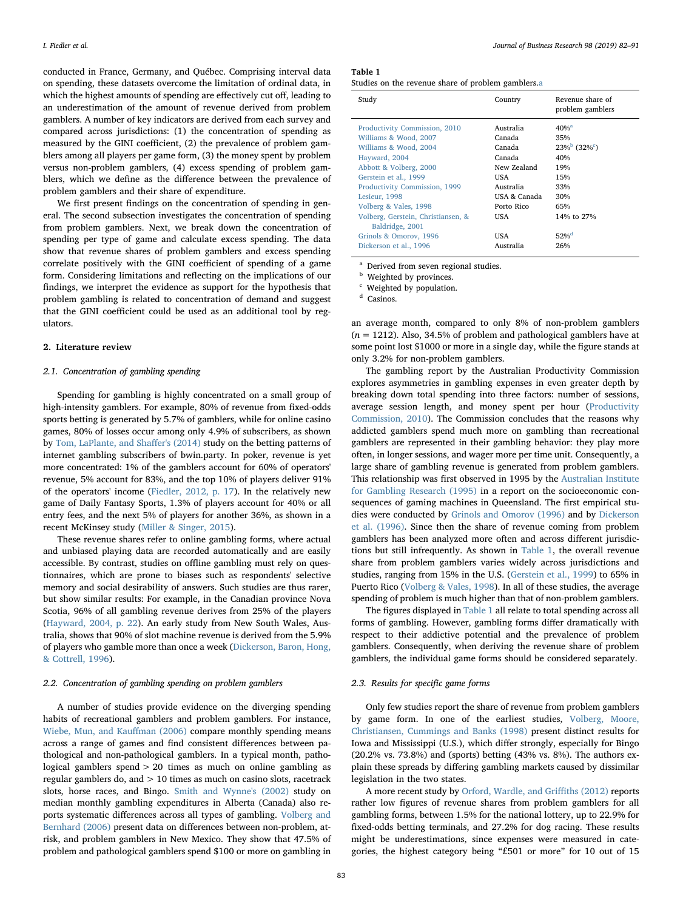conducted in France, Germany, and Québec. Comprising interval data on spending, these datasets overcome the limitation of ordinal data, in which the highest amounts of spending are effectively cut off, leading to an underestimation of the amount of revenue derived from problem gamblers. A number of key indicators are derived from each survey and compared across jurisdictions: (1) the concentration of spending as measured by the GINI coefficient, (2) the prevalence of problem gamblers among all players per game form, (3) the money spent by problem versus non-problem gamblers, (4) excess spending of problem gamblers, which we define as the difference between the prevalence of problem gamblers and their share of expenditure.

We first present findings on the concentration of spending in general. The second subsection investigates the concentration of spending from problem gamblers. Next, we break down the concentration of spending per type of game and calculate excess spending. The data show that revenue shares of problem gamblers and excess spending correlate positively with the GINI coefficient of spending of a game form. Considering limitations and reflecting on the implications of our findings, we interpret the evidence as support for the hypothesis that problem gambling is related to concentration of demand and suggest that the GINI coefficient could be used as an additional tool by regulators.

## 2. Literature review

### 2.1. Concentration of gambling spending

Spending for gambling is highly concentrated on a small group of high-intensity gamblers. For example, 80% of revenue from fixed-odds sports betting is generated by 5.7% of gamblers, while for online casino games, 80% of losses occur among only 4.9% of subscribers, as shown by Tom, LaPlante, and Shaffer's (2014) study on the betting patterns of internet gambling subscribers of bwin.party. In poker, revenue is yet more concentrated: 1% of the gamblers account for 60% of operators' revenue, 5% account for 83%, and the top 10% of players deliver 91% of the operators' income (Fiedler, 2012, p. 17). In the relatively new game of Daily Fantasy Sports, 1.3% of players account for 40% or all entry fees, and the next 5% of players for another 36%, as shown in a recent McKinsey study (Miller & Singer, 2015).

These revenue shares refer to online gambling forms, where actual and unbiased playing data are recorded automatically and are easily accessible. By contrast, studies on offline gambling must rely on questionnaires, which are prone to biases such as respondents' selective memory and social desirability of answers. Such studies are thus rarer, but show similar results: For example, in the Canadian province Nova Scotia, 96% of all gambling revenue derives from 25% of the players (Hayward, 2004, p. 22). An early study from New South Wales, Australia, shows that 90% of slot machine revenue is derived from the 5.9% of players who gamble more than once a week (Dickerson, Baron, Hong, & Cottrell, 1996).

### 2.2. Concentration of gambling spending on problem gamblers

A number of studies provide evidence on the diverging spending habits of recreational gamblers and problem gamblers. For instance, Wiebe, Mun, and Kauffman (2006) compare monthly spending means across a range of games and find consistent differences between pathological and non-pathological gamblers. In a typical month, pathological gamblers spend > 20 times as much on online gambling as regular gamblers do, and > 10 times as much on casino slots, racetrack slots, horse races, and Bingo. Smith and Wynne's (2002) study on median monthly gambling expenditures in Alberta (Canada) also reports systematic differences across all types of gambling. Volberg and Bernhard (2006) present data on differences between non-problem, at-risk, and problem gamblers in New Mexico. They show that 47.5% of problem and pathological gamblers spend $100 or more on gambling in an average month, compared to only 8% of non-problem gamblers ($n = 1212$). Also, 34.5% of problem and pathological gamblers have at some point lost $1000 or more in a single day, while the figure stands at only 3.2% for non-problem gamblers.

**Table 1**
Studies on the revenue share of problem gamblers.[a]

| Study | Country | Revenue share of problem gamblers |
|---|---|---|
| Productivity Commission, 2010 | Australia | 40%[a] |
| Williams & Wood, 2007 | Canada | 35% |
| Williams & Wood, 2004 | Canada | 23%[b] (32%[c]) |
| Hayward, 2004 | Canada | 40% |
| Abbott & Volberg, 2000 | New Zealand | 19% |
| Gerstein et al., 1999 | USA | 15% |
| Productivity Commission, 1999 | Australia | 33% |
| Lesieur, 1998 | USA & Canada | 30% |
| Volberg & Vales, 1998 | Porto Rico | 65% |
| Volberg, Gerstein, Christiansen, & Baldridge, 2001 | USA | 14% to 27% |
| Grinols & Omorov, 1996 | USA | 52%[d] |
| Dickerson et al., 1996 | Australia | 26% |

[a] Derived from seven regional studies.
[b] Weighted by provinces.
[c] Weighted by population.
[d] Casinos.

The gambling report by the Australian Productivity Commission explores asymmetries in gambling expenses in even greater depth by breaking down total spending into three factors: number of sessions, average session length, and money spent per hour (Productivity Commission, 2010). The Commission concludes that the reasons why addicted gamblers spend much more on gambling than recreational gamblers are represented in their gambling behavior: they play more often, in longer sessions, and wager more per time unit. Consequently, a large share of gambling revenue is generated from problem gamblers. This relationship was first observed in 1995 by the Australian Institute for Gambling Research (1995) in a report on the socioeconomic consequences of gaming machines in Queensland. The first empirical studies were conducted by Grinols and Omorov (1996) and by Dickerson et al. (1996). Since then the share of revenue coming from problem gamblers has been analyzed more often and across different jurisdictions but still infrequently. As shown in Table 1, the overall revenue share from problem gamblers varies widely across jurisdictions and studies, ranging from 15% in the U.S. (Gerstein et al., 1999) to 65% in Puerto Rico (Volberg & Vales, 1998). In all of these studies, the average spending of problem is much higher than that of non-problem gamblers.

The figures displayed in Table 1 all relate to total spending across all forms of gambling. However, gambling forms differ dramatically with respect to their addictive potential and the prevalence of problem gamblers. Consequently, when deriving the revenue share of problem gamblers, the individual game forms should be considered separately.

### 2.3. Results for specific game forms

Only few studies report the share of revenue from problem gamblers by game form. In one of the earliest studies, Volberg, Moore, Christiansen, Cummings and Banks (1998) present distinct results for Iowa and Mississippi (U.S.), which differ strongly, especially for Bingo (20.2% vs. 73.8%) and (sports) betting (43% vs. 8%). The authors explain these spreads by differing gambling markets caused by dissimilar legislation in the two states.

A more recent study by Orford, Wardle, and Griffiths (2012) reports rather low figures of revenue shares from problem gamblers for all gambling forms, between 1.5% for the national lottery, up to 22.9% for fixed-odds betting terminals, and 27.2% for dog racing. These results might be underestimations, since expenses were measured in categories, the highest category being "£501 or more" for 10 out of 15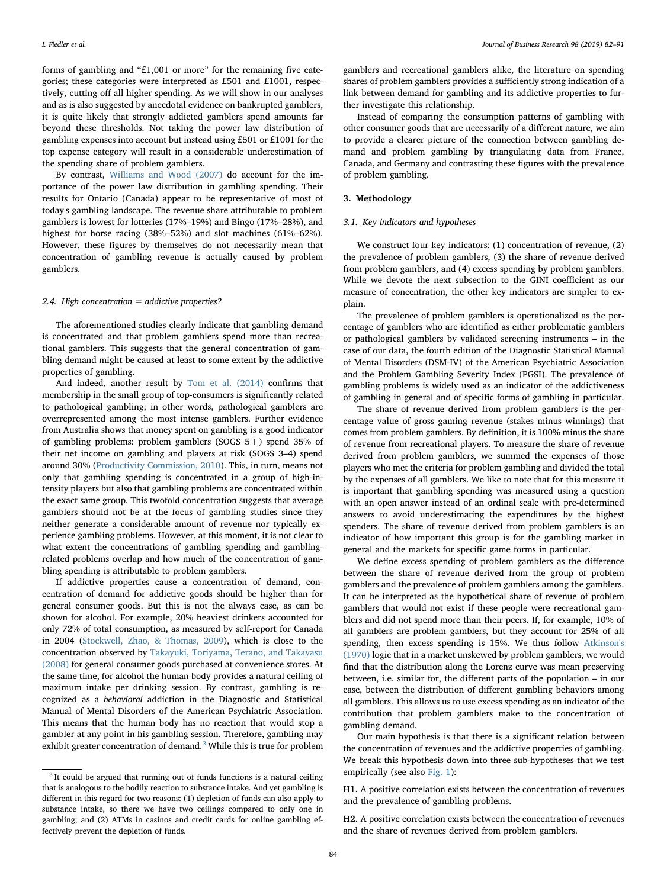forms of gambling and "£1,001 or more" for the remaining five categories; these categories were interpreted as £501 and £1001, respectively, cutting off all higher spending. As we will show in our analyses and as is also suggested by anecdotal evidence on bankrupted gamblers, it is quite likely that strongly addicted gamblers spend amounts far beyond these thresholds. Not taking the power law distribution of gambling expenses into account but instead using £501 or £1001 for the top expense category will result in a considerable underestimation of the spending share of problem gamblers.

By contrast, Williams and Wood (2007) do account for the importance of the power law distribution in gambling spending. Their results for Ontario (Canada) appear to be representative of most of today's gambling landscape. The revenue share attributable to problem gamblers is lowest for lotteries (17%–19%) and Bingo (17%–28%), and highest for horse racing (38%–52%) and slot machines (61%–62%). However, these figures by themselves do not necessarily mean that concentration of gambling revenue is actually caused by problem gamblers.

### 2.4. High concentration = addictive properties?

The aforementioned studies clearly indicate that gambling demand is concentrated and that problem gamblers spend more than recreational gamblers. This suggests that the general concentration of gambling demand might be caused at least to some extent by the addictive properties of gambling.

And indeed, another result by Tom et al. (2014) confirms that membership in the small group of top-consumers is significantly related to pathological gambling; in other words, pathological gamblers are overrepresented among the most intense gamblers. Further evidence from Australia shows that money spent on gambling is a good indicator of gambling problems: problem gamblers (SOGS 5+) spend 35% of their net income on gambling and players at risk (SOGS 3–4) spend around 30% (Productivity Commission, 2010). This, in turn, means not only that gambling spending is concentrated in a group of high-intensity players but also that gambling problems are concentrated within the exact same group. This twofold concentration suggests that average gamblers should not be at the focus of gambling studies since they neither generate a considerable amount of revenue nor typically experience gambling problems. However, at this moment, it is not clear to what extent the concentrations of gambling spending and gambling-related problems overlap and how much of the concentration of gambling spending is attributable to problem gamblers.

If addictive properties cause a concentration of demand, concentration of demand for addictive goods should be higher than for general consumer goods. But this is not the always case, as can be shown for alcohol. For example, 20% heaviest drinkers accounted for only 72% of total consumption, as measured by self-report for Canada in 2004 (Stockwell, Zhao, & Thomas, 2009), which is close to the concentration observed by Takayuki, Toriyama, Terano, and Takayasu (2008) for general consumer goods purchased at convenience stores. At the same time, for alcohol the human body provides a natural ceiling of maximum intake per drinking session. By contrast, gambling is recognized as a *behavioral* addiction in the Diagnostic and Statistical Manual of Mental Disorders of the American Psychiatric Association. This means that the human body has no reaction that would stop a gambler at any point in his gambling session. Therefore, gambling may exhibit greater concentration of demand.[3] While this is true for problem gamblers and recreational gamblers alike, the literature on spending shares of problem gamblers provides a sufficiently strong indication of a link between demand for gambling and its addictive properties to further investigate this relationship.

Instead of comparing the consumption patterns of gambling with other consumer goods that are necessarily of a different nature, we aim to provide a clearer picture of the connection between gambling demand and problem gambling by triangulating data from France, Canada, and Germany and contrasting these figures with the prevalence of problem gambling.

## 3. Methodology

### 3.1. Key indicators and hypotheses

We construct four key indicators: (1) concentration of revenue, (2) the prevalence of problem gamblers, (3) the share of revenue derived from problem gamblers, and (4) excess spending by problem gamblers. While we devote the next subsection to the GINI coefficient as our measure of concentration, the other key indicators are simpler to explain.

The prevalence of problem gamblers is operationalized as the percentage of gamblers who are identified as either problematic gamblers or pathological gamblers by validated screening instruments – in the case of our data, the fourth edition of the Diagnostic Statistical Manual of Mental Disorders (DSM-IV) of the American Psychiatric Association and the Problem Gambling Severity Index (PGSI). The prevalence of gambling problems is widely used as an indicator of the addictiveness of gambling in general and of specific forms of gambling in particular.

The share of revenue derived from problem gamblers is the percentage value of gross gaming revenue (stakes minus winnings) that comes from problem gamblers. By definition, it is 100% minus the share of revenue from recreational players. To measure the share of revenue derived from problem gamblers, we summed the expenses of those players who met the criteria for problem gambling and divided the total by the expenses of all gamblers. We like to note that for this measure it is important that gambling spending was measured using a question with an open answer instead of an ordinal scale with pre-determined answers to avoid underestimating the expenditures by the highest spenders. The share of revenue derived from problem gamblers is an indicator of how important this group is for the gambling market in general and the markets for specific game forms in particular.

We define excess spending of problem gamblers as the difference between the share of revenue derived from the group of problem gamblers and the prevalence of problem gamblers among the gamblers. It can be interpreted as the hypothetical share of revenue of problem gamblers that would not exist if these people were recreational gamblers and did not spend more than their peers. If, for example, 10% of all gamblers are problem gamblers, but they account for 25% of all spending, then excess spending is 15%. We thus follow Atkinson's (1970) logic that in a market unskewed by problem gamblers, we would find that the distribution along the Lorenz curve was mean preserving between, i.e. similar for, the different parts of the population – in our case, between the distribution of different gambling behaviors among all gamblers. This allows us to use excess spending as an indicator of the contribution that problem gamblers make to the concentration of gambling demand.

Our main hypothesis is that there is a significant relation between the concentration of revenues and the addictive properties of gambling. We break this hypothesis down into three sub-hypotheses that we test empirically (see also Fig. 1):

**H1.** A positive correlation exists between the concentration of revenues and the prevalence of gambling problems.

**H2.** A positive correlation exists between the concentration of revenues and the share of revenues derived from problem gamblers.

---

[3] It could be argued that running out of funds functions is a natural ceiling that is analogous to the bodily reaction to substance intake. And yet gambling is different in this regard for two reasons: (1) depletion of funds can also apply to substance intake, so there we have two ceilings compared to only one in gambling; and (2) ATMs in casinos and credit cards for online gambling effectively prevent the depletion of funds.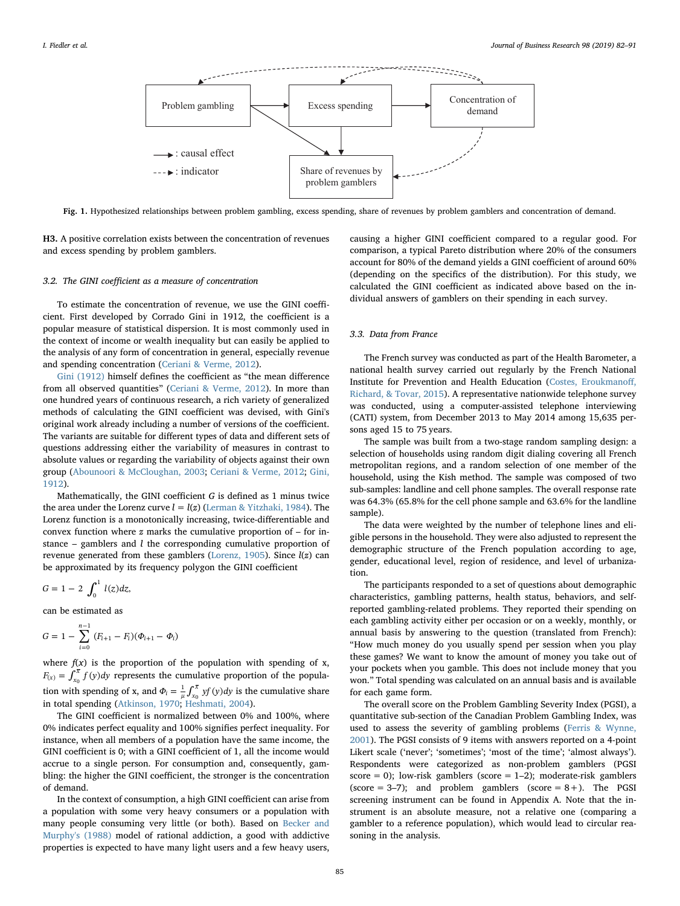Fig. 1. Hypothesized relationships between problem gambling, excess spending, share of revenues by problem gamblers and concentration of demand.

**H3.** A positive correlation exists between the concentration of revenues and excess spending by problem gamblers.

### 3.2. The GINI coefficient as a measure of concentration

To estimate the concentration of revenue, we use the GINI coefficient. First developed by Corrado Gini in 1912, the coefficient is a popular measure of statistical dispersion. It is most commonly used in the context of income or wealth inequality but can easily be applied to the analysis of any form of concentration in general, especially revenue and spending concentration (Ceriani & Verme, 2012).

Gini (1912) himself defines the coefficient as "the mean difference from all observed quantities" (Ceriani & Verme, 2012). In more than one hundred years of continuous research, a rich variety of generalized methods of calculating the GINI coefficient was devised, with Gini's original work already including a number of versions of the coefficient. The variants are suitable for different types of data and different sets of questions addressing either the variability of measures in contrast to absolute values or regarding the variability of objects against their own group (Abounoori & McCloughan, 2003; Ceriani & Verme, 2012; Gini, 1912).

Mathematically, the GINI coefficient $G$ is defined as 1 minus twice the area under the Lorenz curve $l = l(z)$ (Lerman & Yitzhaki, 1984). The Lorenz function is a monotonically increasing, twice-differentiable and convex function where $z$ marks the cumulative proportion of – for instance – gamblers and $l$ the corresponding cumulative proportion of revenue generated from these gamblers (Lorenz, 1905). Since $l(z)$ can be approximated by its frequency polygon the GINI coefficient

$$G = 1 - 2\int_0^1 l(z)dz,$$

can be estimated as

$$G = 1 - \sum_{i=0}^{n-1} (F_{i+1} - F_i)(\Phi_{i+1} - \Phi_i)$$

where $f(x)$ is the proportion of the population with spending of x, $F_{(x)} = \int_{x_0}^{x} f(y)dy$ represents the cumulative proportion of the population with spending of x, and $\Phi_i = \frac{1}{\mu}\int_{x_0}^{x} yf(y)dy$ is the cumulative share in total spending (Atkinson, 1970; Heshmati, 2004).

The GINI coefficient is normalized between 0% and 100%, where 0% indicates perfect equality and 100% signifies perfect inequality. For instance, when all members of a population have the same income, the GINI coefficient is 0; with a GINI coefficient of 1, all the income would accrue to a single person. For consumption and, consequently, gambling: the higher the GINI coefficient, the stronger is the concentration of demand.

In the context of consumption, a high GINI coefficient can arise from a population with some very heavy consumers or a population with many people consuming very little (or both). Based on Becker and Murphy's (1988) model of rational addiction, a good with addictive properties is expected to have many light users and a few heavy users, causing a higher GINI coefficient compared to a regular good. For comparison, a typical Pareto distribution where 20% of the consumers account for 80% of the demand yields a GINI coefficient of around 60% (depending on the specifics of the distribution). For this study, we calculated the GINI coefficient as indicated above based on the individual answers of gamblers on their spending in each survey.

### 3.3. Data from France

The French survey was conducted as part of the Health Barometer, a national health survey carried out regularly by the French National Institute for Prevention and Health Education (Costes, Eroukmanoff, Richard, & Tovar, 2015). A representative nationwide telephone survey was conducted, using a computer-assisted telephone interviewing (CATI) system, from December 2013 to May 2014 among 15,635 persons aged 15 to 75 years.

The sample was built from a two-stage random sampling design: a selection of households using random digit dialing covering all French metropolitan regions, and a random selection of one member of the household, using the Kish method. The sample was composed of two sub-samples: landline and cell phone samples. The overall response rate was 64.3% (65.8% for the cell phone sample and 63.6% for the landline sample).

The data were weighted by the number of telephone lines and eligible persons in the household. They were also adjusted to represent the demographic structure of the French population according to age, gender, educational level, region of residence, and level of urbanization.

The participants responded to a set of questions about demographic characteristics, gambling patterns, health status, behaviors, and self-reported gambling-related problems. They reported their spending on each gambling activity either per occasion or on a weekly, monthly, or annual basis by answering to the question (translated from French): "How much money do you usually spend per session when you play these games? We want to know the amount of money you take out of your pockets when you gamble. This does not include money that you won." Total spending was calculated on an annual basis and is available for each game form.

The overall score on the Problem Gambling Severity Index (PGSI), a quantitative sub-section of the Canadian Problem Gambling Index, was used to assess the severity of gambling problems (Ferris & Wynne, 2001). The PGSI consists of 9 items with answers reported on a 4-point Likert scale ('never'; 'sometimes'; 'most of the time'; 'almost always'). Respondents were categorized as non-problem gamblers (PGSI score = 0); low-risk gamblers (score = 1–2); moderate-risk gamblers (score = 3–7); and problem gamblers (score = 8+). The PGSI screening instrument can be found in Appendix A. Note that the instrument is an absolute measure, not a relative one (comparing a gambler to a reference population), which would lead to circular reasoning in the analysis.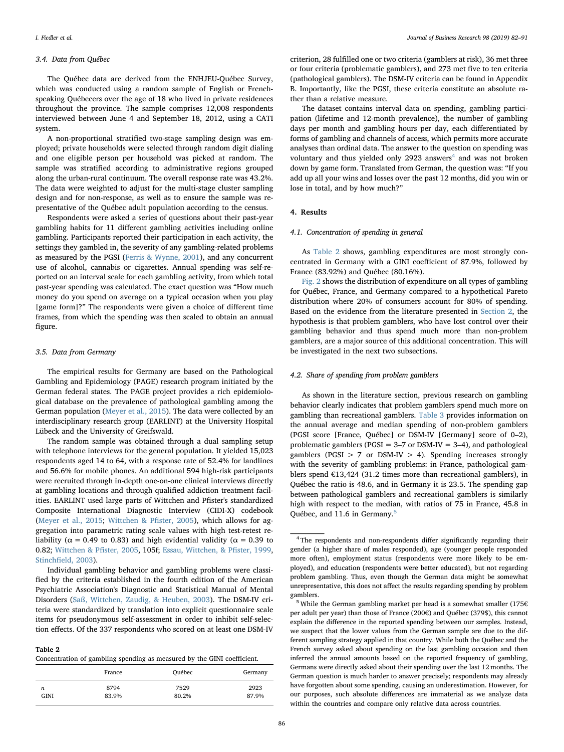### 3.4. Data from Québec

The Québec data are derived from the ENHJEU-Québec Survey, which was conducted using a random sample of English or French-speaking Québecers over the age of 18 who lived in private residences throughout the province. The sample comprises 12,008 respondents interviewed between June 4 and September 18, 2012, using a CATI system.

A non-proportional stratified two-stage sampling design was employed; private households were selected through random digit dialing and one eligible person per household was picked at random. The sample was stratified according to administrative regions grouped along the urban-rural continuum. The overall response rate was 43.2%. The data were weighted to adjust for the multi-stage cluster sampling design and for non-response, as well as to ensure the sample was representative of the Québec adult population according to the census.

Respondents were asked a series of questions about their past-year gambling habits for 11 different gambling activities including online gambling. Participants reported their participation in each activity, the settings they gambled in, the severity of any gambling-related problems as measured by the PGSI (Ferris & Wynne, 2001), and any concurrent use of alcohol, cannabis or cigarettes. Annual spending was self-reported on an interval scale for each gambling activity, from which total past-year spending was calculated. The exact question was "How much money do you spend on average on a typical occasion when you play [game form]?" The respondents were given a choice of different time frames, from which the spending was then scaled to obtain an annual figure.

### 3.5. Data from Germany

The empirical results for Germany are based on the Pathological Gambling and Epidemiology (PAGE) research program initiated by the German federal states. The PAGE project provides a rich epidemiological database on the prevalence of pathological gambling among the German population (Meyer et al., 2015). The data were collected by an interdisciplinary research group (EARLINT) at the University Hospital Lübeck and the University of Greifswald.

The random sample was obtained through a dual sampling setup with telephone interviews for the general population. It yielded 15,023 respondents aged 14 to 64, with a response rate of 52.4% for landlines and 56.6% for mobile phones. An additional 594 high-risk participants were recruited through in-depth one-on-one clinical interviews directly at gambling locations and through qualified addiction treatment facilities. EARLINT used large parts of Wittchen and Pfister's standardized Composite International Diagnostic Interview (CIDI-X) codebook (Meyer et al., 2015; Wittchen & Pfister, 2005), which allows for aggregation into parametric rating scale values with high test-retest reliability (α = 0.49 to 0.83) and high evidential validity (α = 0.39 to 0.82; Wittchen & Pfister, 2005, 105f; Essau, Wittchen, & Pfister, 1999, Stinchfield, 2003).

Individual gambling behavior and gambling problems were classified by the criteria established in the fourth edition of the American Psychiatric Association's Diagnostic and Statistical Manual of Mental Disorders (Saß, Wittchen, Zaudig, & Heuben, 2003). The DSM-IV criteria were standardized by translation into explicit questionnaire scale items for pseudonymous self-assessment in order to inhibit self-selection effects. Of the 337 respondents who scored on at least one DSM-IV criterion, 28 fulfilled one or two criteria (gamblers at risk), 36 met three or four criteria (problematic gamblers), and 273 met five to ten criteria (pathological gamblers). The DSM-IV criteria can be found in Appendix B. Importantly, like the PGSI, these criteria constitute an absolute rather than a relative measure.

The dataset contains interval data on spending, gambling participation (lifetime and 12-month prevalence), the number of gambling days per month and gambling hours per day, each differentiated by forms of gambling and channels of access, which permits more accurate analyses than ordinal data. The answer to the question on spending was voluntary and thus yielded only 2923 answers[4] and was not broken down by game form. Translated from German, the question was: "If you add up all your wins and losses over the past 12 months, did you win or lose in total, and by how much?"

**Table 2**
Concentration of gambling spending as measured by the GINI coefficient.

| | France | Québec | Germany |
|---|---|---|---|
| *n* | 8794 | 7529 | 2923 |
| GINI | 83.9% | 80.2% | 87.9% |

## 4. Results

### 4.1. Concentration of spending in general

As Table 2 shows, gambling expenditures are most strongly concentrated in Germany with a GINI coefficient of 87.9%, followed by France (83.92%) and Québec (80.16%).

Fig. 2 shows the distribution of expenditure on all types of gambling for Québec, France, and Germany compared to a hypothetical Pareto distribution where 20% of consumers account for 80% of spending. Based on the evidence from the literature presented in Section 2, the hypothesis is that problem gamblers, who have lost control over their gambling behavior and thus spend much more than non-problem gamblers, are a major source of this additional concentration. This will be investigated in the next two subsections.

### 4.2. Share of spending from problem gamblers

As shown in the literature section, previous research on gambling behavior clearly indicates that problem gamblers spend much more on gambling than recreational gamblers. Table 3 provides information on the annual average and median spending of non-problem gamblers (PGSI score [France, Québec] or DSM-IV [Germany] score of 0–2), problematic gamblers (PGSI = 3–7 or DSM-IV = 3–4), and pathological gamblers (PGSI > 7 or DSM-IV > 4). Spending increases strongly with the severity of gambling problems: in France, pathological gamblers spend €13,424 (31.2 times more than recreational gamblers), in Québec the ratio is 48.6, and in Germany it is 23.5. The spending gap between pathological gamblers and recreational gamblers is similarly high with respect to the median, with ratios of 75 in France, 45.8 in Québec, and 11.6 in Germany.[5]

---

[4] The respondents and non-respondents differ significantly regarding their gender (a higher share of males responded), age (younger people responded more often), employment status (respondents were more likely to be employed), and education (respondents were better educated), but not regarding problem gambling. Thus, even though the German data might be somewhat unrepresentative, this does not affect the results regarding spending by problem gamblers.

[5] While the German gambling market per head is a somewhat smaller (175€ per adult per year) than those of France (200€) and Québec (379$), this cannot explain the difference in the reported spending between our samples. Instead, we suspect that the lower values from the German sample are due to the different sampling strategy applied in that country. While both the Québec and the French survey asked about spending on the last gambling occasion and then inferred the annual amounts based on the reported frequency of gambling, Germans were directly asked about their spending over the last 12 months. The German question is much harder to answer precisely; respondents may already have forgotten about some spending, causing an underestimation. However, for our purposes, such absolute differences are immaterial as we analyze data within the countries and compare only relative data across countries.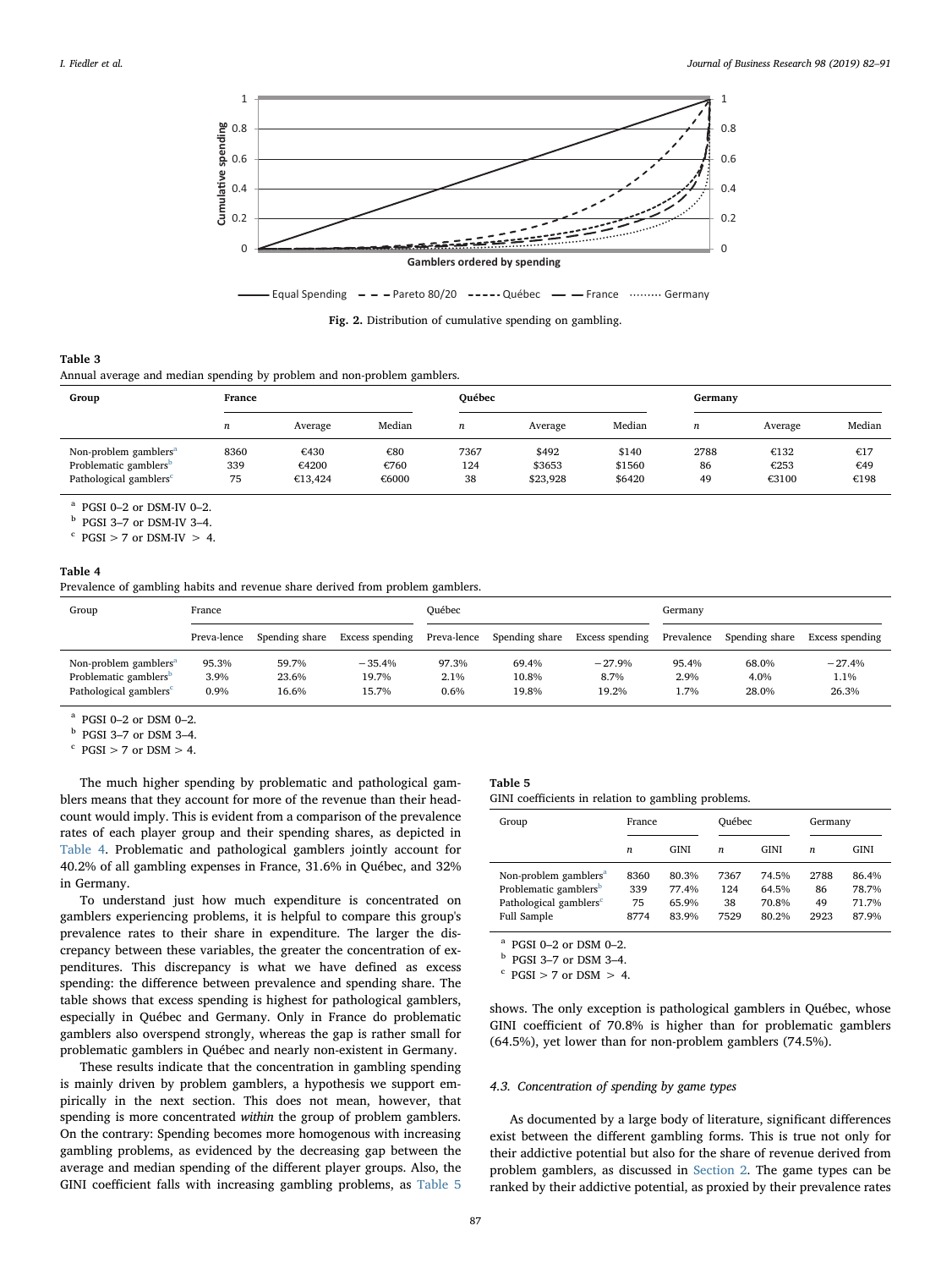Fig. 2. Distribution of cumulative spending on gambling.

**Table 3**
Annual average and median spending by problem and non-problem gamblers.

| Group | France | | | Québec | | | Germany | | |
|---|---|---|---|---|---|---|---|---|---|
| | *n* | Average | Median | *n* | Average | Median | *n* | Average | Median |
| Non-problem gamblers[a] | 8360 | €430 | €80 | 7367 | $492 | $140 | 2788 | €132 | €17 |
| Problematic gamblers[b] | 339 | €4200 | €760 | 124 | $3653 | $1560 | 86 | €253 | €49 |
| Pathological gamblers[c] | 75 | €13,424 | €6000 | 38 | $23,928 | $6420 | 49 | €3100 | €198 |

[a] PGSI 0–2 or DSM-IV 0–2.
[b] PGSI 3–7 or DSM-IV 3–4.
[c] PGSI > 7 or DSM-IV > 4.

**Table 4**
Prevalence of gambling habits and revenue share derived from problem gamblers.

| Group | France | | | Québec | | | Germany | | |
|---|---|---|---|---|---|---|---|---|---|
| | Preva-lence | Spending share | Excess spending | Preva-lence | Spending share | Excess spending | Prevalence | Spending share | Excess spending |
| Non-problem gamblers[a] | 95.3% | 59.7% | −35.4% | 97.3% | 69.4% | −27.9% | 95.4% | 68.0% | −27.4% |
| Problematic gamblers[b] | 3.9% | 23.6% | 19.7% | 2.1% | 10.8% | 8.7% | 2.9% | 4.0% | 1.1% |
| Pathological gamblers[c] | 0.9% | 16.6% | 15.7% | 0.6% | 19.8% | 19.2% | 1.7% | 28.0% | 26.3% |

[a] PGSI 0–2 or DSM 0–2.
[b] PGSI 3–7 or DSM 3–4.
[c] PGSI > 7 or DSM > 4.

The much higher spending by problematic and pathological gamblers means that they account for more of the revenue than their headcount would imply. This is evident from a comparison of the prevalence rates of each player group and their spending shares, as depicted in Table 4. Problematic and pathological gamblers jointly account for 40.2% of all gambling expenses in France, 31.6% in Québec, and 32% in Germany.

To understand just how much expenditure is concentrated on gamblers experiencing problems, it is helpful to compare this group's prevalence rates to their share in expenditure. The larger the discrepancy between these variables, the greater the concentration of expenditures. This discrepancy is what we have defined as excess spending: the difference between prevalence and spending share. The table shows that excess spending is highest for pathological gamblers, especially in Québec and Germany. Only in France do problematic gamblers also overspend strongly, whereas the gap is rather small for problematic gamblers in Québec and nearly non-existent in Germany.

These results indicate that the concentration in gambling spending is mainly driven by problem gamblers, a hypothesis we support empirically in the next section. This does not mean, however, that spending is more concentrated *within* the group of problem gamblers. On the contrary: Spending becomes more homogenous with increasing gambling problems, as evidenced by the decreasing gap between the average and median spending of the different player groups. Also, the GINI coefficient falls with increasing gambling problems, as Table 5 shows. The only exception is pathological gamblers in Québec, whose GINI coefficient of 70.8% is higher than for problematic gamblers (64.5%), yet lower than for non-problem gamblers (74.5%).

**Table 5**
GINI coefficients in relation to gambling problems.

| Group | France | | Québec | | Germany | |
|---|---|---|---|---|---|---|
| | *n* | GINI | *n* | GINI | *n* | GINI |
| Non-problem gamblers[a] | 8360 | 80.3% | 7367 | 74.5% | 2788 | 86.4% |
| Problematic gamblers[b] | 339 | 77.4% | 124 | 64.5% | 86 | 78.7% |
| Pathological gamblers[c] | 75 | 65.9% | 38 | 70.8% | 49 | 71.7% |
| Full Sample | 8774 | 83.9% | 7529 | 80.2% | 2923 | 87.9% |

[a] PGSI 0–2 or DSM 0–2.
[b] PGSI 3–7 or DSM 3–4.
[c] PGSI > 7 or DSM > 4.

### 4.3. Concentration of spending by game types

As documented by a large body of literature, significant differences exist between the different gambling forms. This is true not only for their addictive potential but also for the share of revenue derived from problem gamblers, as discussed in Section 2. The game types can be ranked by their addictive potential, as proxied by their prevalence rates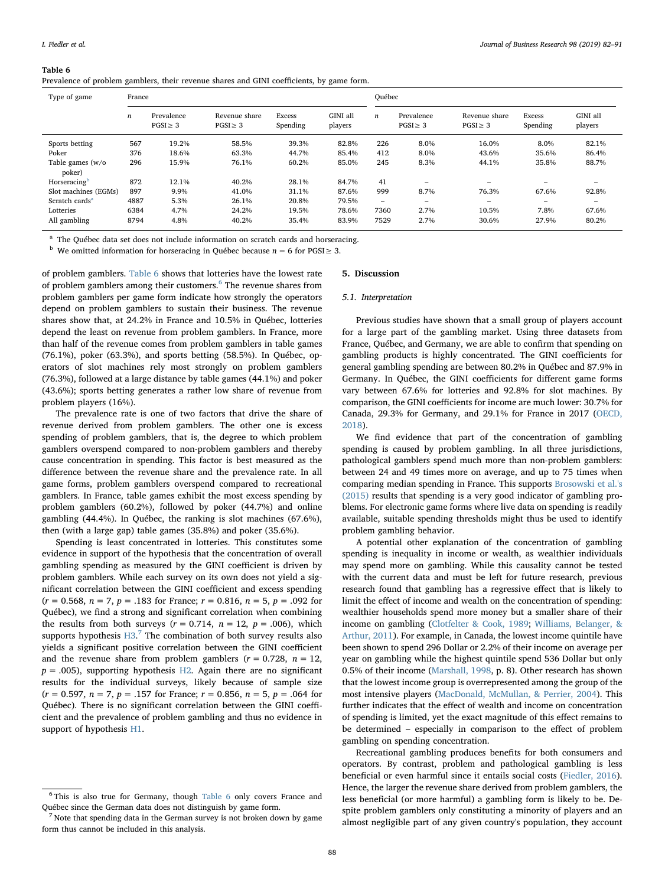**Table 6**
Prevalence of problem gamblers, their revenue shares and GINI coefficients, by game form.

| Type of game | France | | | | | Québec | | | | |
|---|---|---|---|---|---|---|---|---|---|---|
| | *n* | Prevalence PGSI ≥ 3 | Revenue share PGSI ≥ 3 | Excess Spending | GINI all players | *n* | Prevalence PGSI ≥ 3 | Revenue share PGSI ≥ 3 | Excess Spending | GINI all players |
| Sports betting | 567 | 19.2% | 58.5% | 39.3% | 82.8% | 226 | 8.0% | 16.0% | 8.0% | 82.1% |
| Poker | 376 | 18.6% | 63.3% | 44.7% | 85.4% | 412 | 8.0% | 43.6% | 35.6% | 86.4% |
| Table games (w/o poker) | 296 | 15.9% | 76.1% | 60.2% | 85.0% | 245 | 8.3% | 44.1% | 35.8% | 88.7% |
| Horseracing[b] | 872 | 12.1% | 40.2% | 28.1% | 84.7% | 41 | – | – | – | – |
| Slot machines (EGMs) | 897 | 9.9% | 41.0% | 31.1% | 87.6% | 999 | 8.7% | 76.3% | 67.6% | 92.8% |
| Scratch cards[a] | 4887 | 5.3% | 26.1% | 20.8% | 79.5% | – | – | – | – | – |
| Lotteries | 6384 | 4.7% | 24.2% | 19.5% | 78.6% | 7360 | 2.7% | 10.5% | 7.8% | 67.6% |
| All gambling | 8794 | 4.8% | 40.2% | 35.4% | 83.9% | 7529 | 2.7% | 30.6% | 27.9% | 80.2% |

[a] The Québec data set does not include information on scratch cards and horseracing.
[b] We omitted information for horseracing in Québec because *n* = 6 for PGSI ≥ 3.

of problem gamblers. Table 6 shows that lotteries have the lowest rate of problem gamblers among their customers.[6] The revenue shares from problem gamblers per game form indicate how strongly the operators depend on problem gamblers to sustain their business. The revenue shares show that, at 24.2% in France and 10.5% in Québec, lotteries depend the least on revenue from problem gamblers. In France, more than half of the revenue comes from problem gamblers in table games (76.1%), poker (63.3%), and sports betting (58.5%). In Québec, operators of slot machines rely most strongly on problem gamblers (76.3%), followed at a large distance by table games (44.1%) and poker (43.6%); sports betting generates a rather low share of revenue from problem players (16%).

The prevalence rate is one of two factors that drive the share of revenue derived from problem gamblers. The other one is excess spending of problem gamblers, that is, the degree to which problem gamblers overspend compared to non-problem gamblers and thereby cause concentration in spending. This factor is best measured as the difference between the revenue share and the prevalence rate. In all game forms, problem gamblers overspend compared to recreational gamblers. In France, table games exhibit the most excess spending by problem gamblers (60.2%), followed by poker (44.7%) and online gambling (44.4%). In Québec, the ranking is slot machines (67.6%), then (with a large gap) table games (35.8%) and poker (35.6%).

Spending is least concentrated in lotteries. This constitutes some evidence in support of the hypothesis that the concentration of overall gambling spending as measured by the GINI coefficient is driven by problem gamblers. While each survey on its own does not yield a significant correlation between the GINI coefficient and excess spending ($r = 0.568$, $n = 7$, $p = .183$ for France; $r = 0.816$, $n = 5$, $p = .092$ for Québec), we find a strong and significant correlation when combining the results from both surveys ($r = 0.714$, $n = 12$, $p = .006$), which supports hypothesis H3.[7] The combination of both survey results also yields a significant positive correlation between the GINI coefficient and the revenue share from problem gamblers ($r = 0.728$, $n = 12$, $p = .005$), supporting hypothesis H2. Again there are no significant results for the individual surveys, likely because of sample size ($r = 0.597$, $n = 7$, $p = .157$ for France; $r = 0.856$, $n = 5$, $p = .064$ for Québec). There is no significant correlation between the GINI coefficient and the prevalence of problem gambling and thus no evidence in support of hypothesis H1.

[6] This is also true for Germany, though Table 6 only covers France and Québec since the German data does not distinguish by game form.

[7] Note that spending data in the German survey is not broken down by game form thus cannot be included in this analysis.

## 5. Discussion

### 5.1. Interpretation

Previous studies have shown that a small group of players account for a large part of the gambling market. Using three datasets from France, Québec, and Germany, we are able to confirm that spending on gambling products is highly concentrated. The GINI coefficients for general gambling spending are between 80.2% in Québec and 87.9% in Germany. In Québec, the GINI coefficients for different game forms vary between 67.6% for lotteries and 92.8% for slot machines. By comparison, the GINI coefficients for income are much lower: 30.7% for Canada, 29.3% for Germany, and 29.1% for France in 2017 (OECD, 2018).

We find evidence that part of the concentration of gambling spending is caused by problem gambling. In all three jurisdictions, pathological gamblers spend much more than non-problem gamblers: between 24 and 49 times more on average, and up to 75 times when comparing median spending in France. This supports Brosowski et al.'s (2015) results that spending is a very good indicator of gambling problems. For electronic game forms where live data on spending is readily available, suitable spending thresholds might thus be used to identify problem gambling behavior.

A potential other explanation of the concentration of gambling spending is inequality in income or wealth, as wealthier individuals may spend more on gambling. While this causality cannot be tested with the current data and must be left for future research, previous research found that gambling has a regressive effect that is likely to limit the effect of income and wealth on the concentration of spending: wealthier households spend more money but a smaller share of their income on gambling (Clotfelter & Cook, 1989; Williams, Belanger, & Arthur, 2011). For example, in Canada, the lowest income quintile have been shown to spend 296 Dollar or 2.2% of their income on average per year on gambling while the highest quintile spend 536 Dollar but only 0.5% of their income (Marshall, 1998, p. 8). Other research has shown that the lowest income group is overrepresented among the group of the most intensive players (MacDonald, McMullan, & Perrier, 2004). This further indicates that the effect of wealth and income on concentration of spending is limited, yet the exact magnitude of this effect remains to be determined – especially in comparison to the effect of problem gambling on spending concentration.

Recreational gambling produces benefits for both consumers and operators. By contrast, problem and pathological gambling is less beneficial or even harmful since it entails social costs (Fiedler, 2016). Hence, the larger the revenue share derived from problem gamblers, the less beneficial (or more harmful) a gambling form is likely to be. Despite problem gamblers only constituting a minority of players and an almost negligible part of any given country's population, they account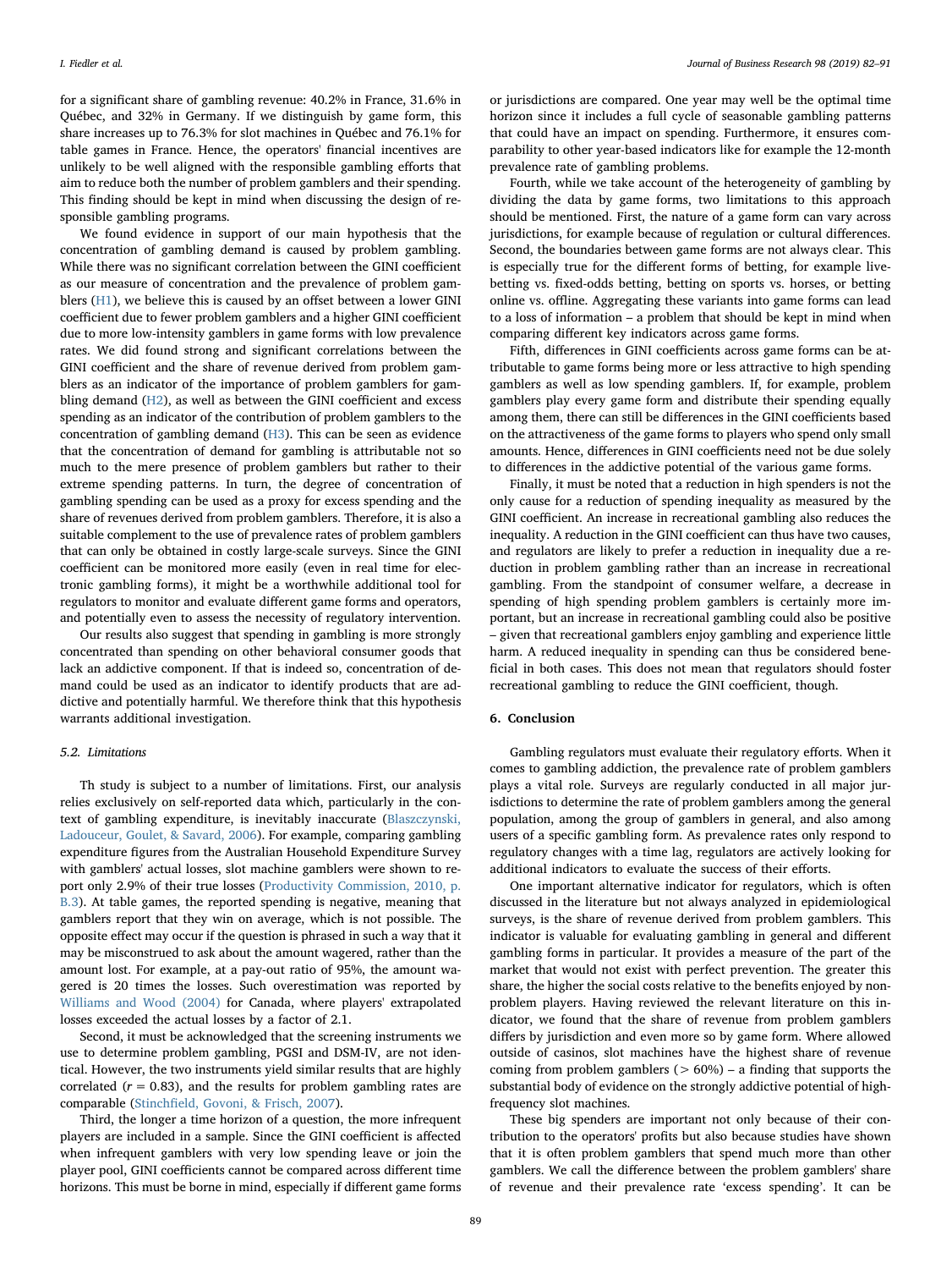for a significant share of gambling revenue: 40.2% in France, 31.6% in Québec, and 32% in Germany. If we distinguish by game form, this share increases up to 76.3% for slot machines in Québec and 76.1% for table games in France. Hence, the operators' financial incentives are unlikely to be well aligned with the responsible gambling efforts that aim to reduce both the number of problem gamblers and their spending. This finding should be kept in mind when discussing the design of responsible gambling programs.

We found evidence in support of our main hypothesis that the concentration of gambling demand is caused by problem gambling. While there was no significant correlation between the GINI coefficient as our measure of concentration and the prevalence of problem gamblers (H1), we believe this is caused by an offset between a lower GINI coefficient due to fewer problem gamblers and a higher GINI coefficient due to more low-intensity gamblers in game forms with low prevalence rates. We did found strong and significant correlations between the GINI coefficient and the share of revenue derived from problem gamblers as an indicator of the importance of problem gamblers for gambling demand (H2), as well as between the GINI coefficient and excess spending as an indicator of the contribution of problem gamblers to the concentration of gambling demand (H3). This can be seen as evidence that the concentration of demand for gambling is attributable not so much to the mere presence of problem gamblers but rather to their extreme spending patterns. In turn, the degree of concentration of gambling spending can be used as a proxy for excess spending and the share of revenues derived from problem gamblers. Therefore, it is also a suitable complement to the use of prevalence rates of problem gamblers that can only be obtained in costly large-scale surveys. Since the GINI coefficient can be monitored more easily (even in real time for electronic gambling forms), it might be a worthwhile additional tool for regulators to monitor and evaluate different game forms and operators, and potentially even to assess the necessity of regulatory intervention.

Our results also suggest that spending in gambling is more strongly concentrated than spending on other behavioral consumer goods that lack an addictive component. If that is indeed so, concentration of demand could be used as an indicator to identify products that are addictive and potentially harmful. We therefore think that this hypothesis warrants additional investigation.

### 5.2. Limitations

Th study is subject to a number of limitations. First, our analysis relies exclusively on self-reported data which, particularly in the context of gambling expenditure, is inevitably inaccurate (Blaszczynski, Ladouceur, Goulet, & Savard, 2006). For example, comparing gambling expenditure figures from the Australian Household Expenditure Survey with gamblers' actual losses, slot machine gamblers were shown to report only 2.9% of their true losses (Productivity Commission, 2010, p. B.3). At table games, the reported spending is negative, meaning that gamblers report that they win on average, which is not possible. The opposite effect may occur if the question is phrased in such a way that it may be misconstrued to ask about the amount wagered, rather than the amount lost. For example, at a pay-out ratio of 95%, the amount wagered is 20 times the losses. Such overestimation was reported by Williams and Wood (2004) for Canada, where players' extrapolated losses exceeded the actual losses by a factor of 2.1.

Second, it must be acknowledged that the screening instruments we use to determine problem gambling, PGSI and DSM-IV, are not identical. However, the two instruments yield similar results that are highly correlated ($r = 0.83$), and the results for problem gambling rates are comparable (Stinchfield, Govoni, & Frisch, 2007).

Third, the longer a time horizon of a question, the more infrequent players are included in a sample. Since the GINI coefficient is affected when infrequent gamblers with very low spending leave or join the player pool, GINI coefficients cannot be compared across different time horizons. This must be borne in mind, especially if different game forms or jurisdictions are compared. One year may well be the optimal time horizon since it includes a full cycle of seasonable gambling patterns that could have an impact on spending. Furthermore, it ensures comparability to other year-based indicators like for example the 12-month prevalence rate of gambling problems.

Fourth, while we take account of the heterogeneity of gambling by dividing the data by game forms, two limitations to this approach should be mentioned. First, the nature of a game form can vary across jurisdictions, for example because of regulation or cultural differences. Second, the boundaries between game forms are not always clear. This is especially true for the different forms of betting, for example live-betting vs. fixed-odds betting, betting on sports vs. horses, or betting online vs. offline. Aggregating these variants into game forms can lead to a loss of information – a problem that should be kept in mind when comparing different key indicators across game forms.

Fifth, differences in GINI coefficients across game forms can be attributable to game forms being more or less attractive to high spending gamblers as well as low spending gamblers. If, for example, problem gamblers play every game form and distribute their spending equally among them, there can still be differences in the GINI coefficients based on the attractiveness of the game forms to players who spend only small amounts. Hence, differences in GINI coefficients need not be due solely to differences in the addictive potential of the various game forms.

Finally, it must be noted that a reduction in high spenders is not the only cause for a reduction of spending inequality as measured by the GINI coefficient. An increase in recreational gambling also reduces the inequality. A reduction in the GINI coefficient can thus have two causes, and regulators are likely to prefer a reduction in inequality due a reduction in problem gambling rather than an increase in recreational gambling. From the standpoint of consumer welfare, a decrease in spending of high spending problem gamblers is certainly more important, but an increase in recreational gambling could also be positive – given that recreational gamblers enjoy gambling and experience little harm. A reduced inequality in spending can thus be considered beneficial in both cases. This does not mean that regulators should foster recreational gambling to reduce the GINI coefficient, though.

## 6. Conclusion

Gambling regulators must evaluate their regulatory efforts. When it comes to gambling addiction, the prevalence rate of problem gamblers plays a vital role. Surveys are regularly conducted in all major jurisdictions to determine the rate of problem gamblers among the general population, among the group of gamblers in general, and also among users of a specific gambling form. As prevalence rates only respond to regulatory changes with a time lag, regulators are actively looking for additional indicators to evaluate the success of their efforts.

One important alternative indicator for regulators, which is often discussed in the literature but not always analyzed in epidemiological surveys, is the share of revenue derived from problem gamblers. This indicator is valuable for evaluating gambling in general and different gambling forms in particular. It provides a measure of the part of the market that would not exist with perfect prevention. The greater this share, the higher the social costs relative to the benefits enjoyed by non-problem gamblers. Having reviewed the relevant literature on this indicator, we found that the share of revenue from problem gamblers differs by jurisdiction and even more so by game form. Where allowed outside of casinos, slot machines have the highest share of revenue coming from problem gamblers (> 60%) – a finding that supports the substantial body of evidence on the strongly addictive potential of high-frequency slot machines.

These big spenders are important not only because of their contribution to the operators' profits but also because studies have shown that it is often problem gamblers that spend much more than other gamblers. We call the difference between the problem gamblers' share of revenue and their prevalence rate 'excess spending'. It can be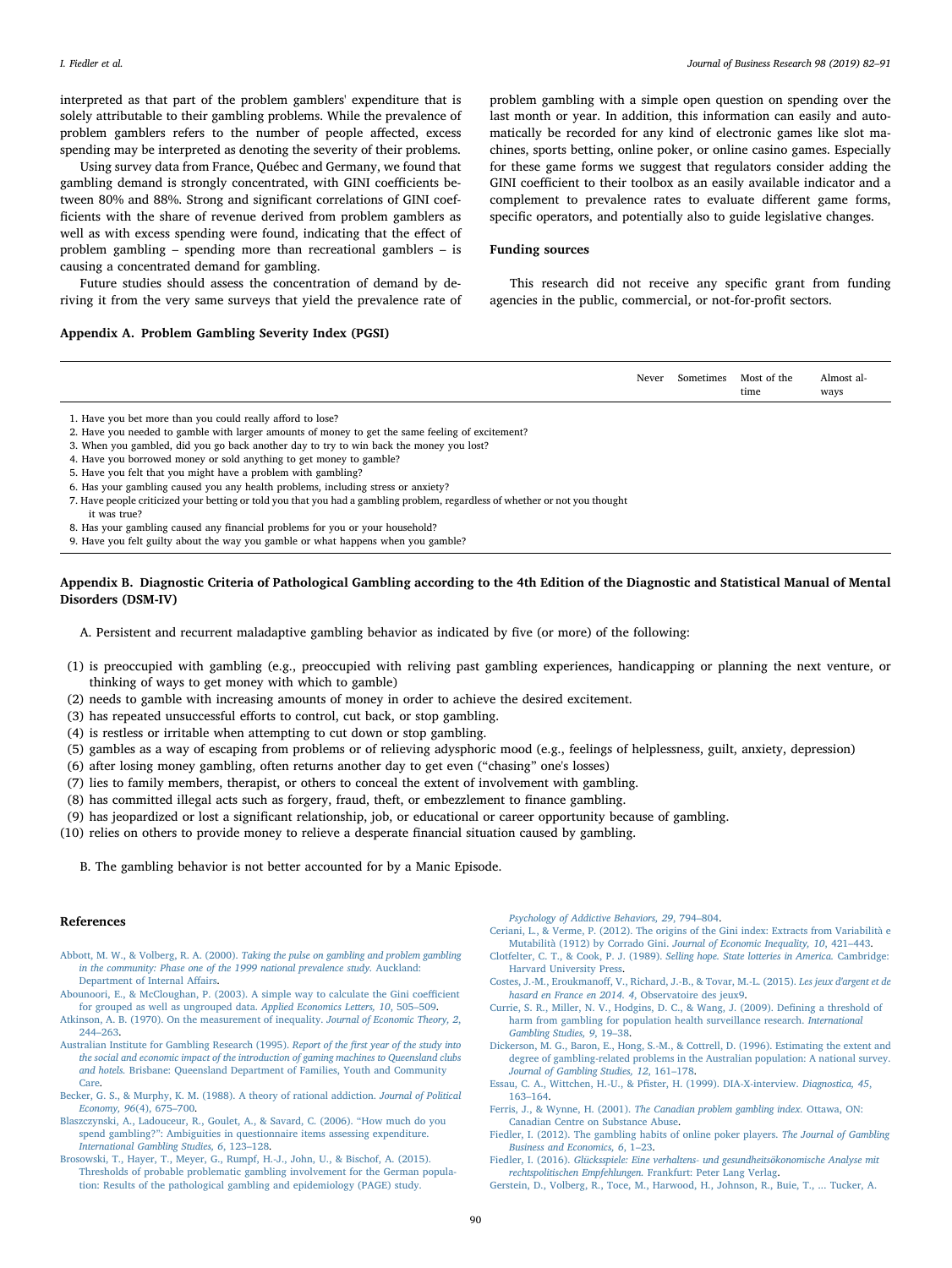interpreted as that part of the problem gamblers' expenditure that is solely attributable to their gambling problems. While the prevalence of problem gamblers refers to the number of people affected, excess spending may be interpreted as denoting the severity of their problems.

Using survey data from France, Québec and Germany, we found that gambling demand is strongly concentrated, with GINI coefficients between 80% and 88%. Strong and significant correlations of GINI coefficients with the share of revenue derived from problem gamblers as well as with excess spending were found, indicating that the effect of problem gambling – spending more than recreational gamblers – is causing a concentrated demand for gambling.

Future studies should assess the concentration of demand by deriving it from the very same surveys that yield the prevalence rate of problem gambling with a simple open question on spending over the last month or year. In addition, this information can easily and automatically be recorded for any kind of electronic games like slot machines, sports betting, online poker, or online casino games. Especially for these game forms we suggest that regulators consider adding the GINI coefficient to their toolbox as an easily available indicator and a complement to prevalence rates to evaluate different game forms, specific operators, and potentially also to guide legislative changes.

## Funding sources

This research did not receive any specific grant from funding agencies in the public, commercial, or not-for-profit sectors.

## Appendix A. Problem Gambling Severity Index (PGSI)

| | Never | Sometimes | Most of the time | Almost always |
|---|---|---|---|---|
| 1. Have you bet more than you could really afford to lose? | | | | |
| 2. Have you needed to gamble with larger amounts of money to get the same feeling of excitement? | | | | |
| 3. When you gambled, did you go back another day to try to win back the money you lost? | | | | |
| 4. Have you borrowed money or sold anything to get money to gamble? | | | | |
| 5. Have you felt that you might have a problem with gambling? | | | | |
| 6. Has your gambling caused you any health problems, including stress or anxiety? | | | | |
| 7. Have people criticized your betting or told you that you had a gambling problem, regardless of whether or not you thought it was true? | | | | |
| 8. Has your gambling caused any financial problems for you or your household? | | | | |
| 9. Have you felt guilty about the way you gamble or what happens when you gamble? | | | | |

## Appendix B. Diagnostic Criteria of Pathological Gambling according to the 4th Edition of the Diagnostic and Statistical Manual of Mental Disorders (DSM-IV)

A. Persistent and recurrent maladaptive gambling behavior as indicated by five (or more) of the following:

(1) is preoccupied with gambling (e.g., preoccupied with reliving past gambling experiences, handicapping or planning the next venture, or thinking of ways to get money with which to gamble)
(2) needs to gamble with increasing amounts of money in order to achieve the desired excitement.
(3) has repeated unsuccessful efforts to control, cut back, or stop gambling.
(4) is restless or irritable when attempting to cut down or stop gambling.
(5) gambles as a way of escaping from problems or of relieving adysphoric mood (e.g., feelings of helplessness, guilt, anxiety, depression)
(6) after losing money gambling, often returns another day to get even ("chasing" one's losses)
(7) lies to family members, therapist, or others to conceal the extent of involvement with gambling.
(8) has committed illegal acts such as forgery, fraud, theft, or embezzlement to finance gambling.
(9) has jeopardized or lost a significant relationship, job, or educational or career opportunity because of gambling.
(10) relies on others to provide money to relieve a desperate financial situation caused by gambling.

B. The gambling behavior is not better accounted for by a Manic Episode.

## References

Abbott, M. W., & Volberg, R. A. (2000). *Taking the pulse on gambling and problem gambling in the community: Phase one of the 1999 national prevalence study.* Auckland: Department of Internal Affairs.

Abounoori, E., & McCloughan, P. (2003). A simple way to calculate the Gini coefficient for grouped as well as ungrouped data. *Applied Economics Letters, 10*, 505–509.

Atkinson, A. B. (1970). On the measurement of inequality. *Journal of Economic Theory, 2*, 244–263.

Australian Institute for Gambling Research (1995). *Report of the first year of the study into the social and economic impact of the introduction of gaming machines to Queensland clubs and hotels.* Brisbane: Queensland Department of Families, Youth and Community Care.

Becker, G. S., & Murphy, K. M. (1988). A theory of rational addiction. *Journal of Political Economy, 96*(4), 675–700.

Blaszczynski, A., Ladouceur, R., Goulet, A., & Savard, C. (2006). "How much do you spend gambling?": Ambiguities in questionnaire items assessing expenditure. *International Gambling Studies, 6*, 123–128.

Brosowski, T., Hayer, T., Meyer, G., Rumpf, H.-J., John, U., & Bischof, A. (2015). Thresholds of probable problematic gambling involvement for the German population: Results of the pathological gambling and epidemiology (PAGE) study. *Psychology of Addictive Behaviors, 29*, 794–804.

Ceriani, L., & Verme, P. (2012). The origins of the Gini index: Extracts from Variabilità e Mutabilità (1912) by Corrado Gini. *Journal of Economic Inequality, 10*, 421–443.

Clotfelter, C. T., & Cook, P. J. (1989). *Selling hope. State lotteries in America.* Cambridge: Harvard University Press.

Costes, J.-M., Eroukmanoff, V., Richard, J.-B., & Tovar, M.-L. (2015). *Les jeux d'argent et de hasard en France en 2014. 4*, Observatoire des jeux9.

Currie, S. R., Miller, N. V., Hodgins, D. C., & Wang, J. (2009). Defining a threshold of harm from gambling for population health surveillance research. *International Gambling Studies, 9*, 19–38.

Dickerson, M. G., Baron, E., Hong, S.-M., & Cottrell, D. (1996). Estimating the extent and degree of gambling-related problems in the Australian population: A national survey. *Journal of Gambling Studies, 12*, 161–178.

Essau, C. A., Wittchen, H.-U., & Pfister, H. (1999). DIA-X-interview. *Diagnostica, 45*, 163–164.

Ferris, J., & Wynne, H. (2001). *The Canadian problem gambling index.* Ottawa, ON: Canadian Centre on Substance Abuse.

Fiedler, I. (2012). The gambling habits of online poker players. *The Journal of Gambling Business and Economics, 6*, 1–23.

Fiedler, I. (2016). *Glücksspiele: Eine verhaltens- und gesundheitsökonomische Analyse mit rechtspolitischen Empfehlungen.* Frankfurt: Peter Lang Verlag.

Gerstein, D., Volberg, R., Toce, M., Harwood, H., Johnson, R., Buie, T., ... Tucker, A.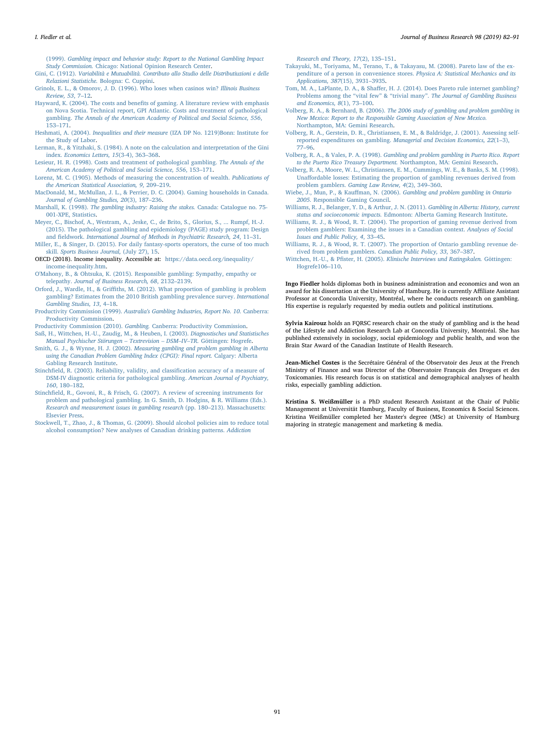(1999). *Gambling impact and behavior study: Report to the National Gambling Impact Study Commission.* Chicago: National Opinion Research Center.

Gini, C. (1912). *Variabilità e Mutuabilità. Contributo allo Studio delle Distributiuzioni e delle Relazioni Statistiche.* Bologna: C. Cuppini.

Grinols, E. L., & Omorov, J. D. (1996). Who loses when casinos win? *Illinois Business Review, 53*, 7–12.

Hayward, K. (2004). The costs and benefits of gaming. A literature review with emphasis on Nova Scotia. Technical report, GPI Atlantic. Costs and treatment of pathological gambling. *The Annals of the American Academy of Political and Social Science, 556*, 153–171.

Heshmati, A. (2004). *Inequalities and their measure* (IZA DP No. 1219)Bonn: Institute for the Study of Labor.

Lerman, R., & Yitzhaki, S. (1984). A note on the calculation and interpretation of the Gini index. *Economics Letters, 15*(3-4), 363–368.

Lesieur, H. R. (1998). Costs and treatment of pathological gambling. *The Annals of the American Academy of Political and Social Science, 556*, 153–171.

Lorenz, M. C. (1905). Methods of measuring the concentration of wealth. *Publications of the American Statistical Association, 9*, 209–219.

MacDonald, M., McMullan, J. L., & Perrier, D. C. (2004). Gaming households in Canada. *Journal of Gambling Studies, 20*(3), 187–236.

Marshall, K. (1998). *The gambling industry: Raising the stakes.* Canada: Catalogue no. 75-001-XPE, Statistics.

Meyer, C., Bischof, A., Westram, A., Jeske, C., de Brito, S., Glorius, S., ... Rumpf, H.-J. (2015). The pathological gambling and epidemiology (PAGE) study program: Design and fieldwork. *International Journal of Methods in Psychiatric Research, 24*, 11–31.

Miller, E., & Singer, D. (2015). For daily fantasy-sports operators, the curse of too much skill. *Sports Business Journal,* (July 27), 15.

OECD (2018). Income inequality. Accessible at: https://data.oecd.org/inequality/income-inequality.htm.

O'Mahony, B., & Ohtsuka, K. (2015). Responsible gambling: Sympathy, empathy or telepathy. *Journal of Business Research, 68*, 2132–2139.

Orford, J., Wardle, H., & Griffiths, M. (2012). What proportion of gambling is problem gambling? Estimates from the 2010 British gambling prevalence survey. *International Gambling Studies, 13*, 4–18.

Productivity Commission (1999). *Australia's Gambling Industries, Report No. 10.* Canberra: Productivity Commission.

Productivity Commission (2010). *Gambling.* Canberra: Productivity Commission.

Saß, H., Wittchen, H.-U., Zaudig, M., & Heuben, I. (2003). *Diagnostisches und Statistisches Manual Psychischer Störungen – Textrevision – DSM–IV–TR.* Göttingen: Hogrefe.

Smith, G. J., & Wynne, H. J. (2002). *Measuring gambling and problem gambling in Alberta using the Canadian Problem Gambling Index (CPGI): Final report.* Calgary: Alberta Gabling Research Institute.

Stinchfield, R. (2003). Reliability, validity, and classification accuracy of a measure of DSM-IV diagnostic criteria for pathological gambling. *American Journal of Psychiatry, 160*, 180–182.

Stinchfield, R., Govoni, R., & Frisch, G. (2007). A review of screening instruments for problem and pathological gambling. In G. Smith, D. Hodgins, & R. Williams (Eds.). *Research and measurement issues in gambling research* (pp. 180–213). Massachusetts: Elsevier Press.

Stockwell, T., Zhao, J., & Thomas, G. (2009). Should alcohol policies aim to reduce total alcohol consumption? New analyses of Canadian drinking patterns. *Addiction Research and Theory, 17*(2), 135–151.

Takayuki, M., Toriyama, M., Terano, T., & Takayasu, M. (2008). Pareto law of the expenditure of a person in convenience stores. *Physica A: Statistical Mechanics and its Applications, 387*(15), 3931–3935.

Tom, M. A., LaPlante, D. A., & Shaffer, H. J. (2014). Does Pareto rule internet gambling? Problems among the "vital few" & "trivial many". *The Journal of Gambling Business and Economics, 8*(1), 73–100.

Volberg, R. A., & Bernhard, B. (2006). *The 2006 study of gambling and problem gambling in New Mexico: Report to the Responsible Gaming Association of New Mexico.* Northampton, MA: Gemini Research.

Volberg, R. A., Gerstein, D. R., Christiansen, E. M., & Baldridge, J. (2001). Assessing self-reported expenditures on gambling. *Managerial and Decision Economics, 22*(1–3), 77–96.

Volberg, R. A., & Vales, P. A. (1998). *Gambling and problem gambling in Puerto Rico. Report to the Puerto Rico Treasury Department.* Northampton, MA: Gemini Research.

Volberg, R. A., Moore, W. L., Christiansen, E. M., Cummings, W. E., & Banks, S. M. (1998). Unaffordable losses: Estimating the proportion of gambling revenues derived from problem gamblers. *Gaming Law Review, 4*(2), 349–360.

Wiebe, J., Mun, P., & Kauffman, N. (2006). *Gambling and problem gambling in Ontario 2005.* Responsible Gaming Council.

Williams, R. J., Belanger, Y. D., & Arthur, J. N. (2011). *Gambling in Alberta: History, current status and socioeconomic impacts.* Edmonton: Alberta Gaming Research Institute.

Williams, R. J., & Wood, R. T. (2004). The proportion of gaming revenue derived from problem gamblers: Examining the issues in a Canadian context. *Analyses of Social Issues and Public Policy, 4*, 33–45.

Williams, R. J., & Wood, R. T. (2007). The proportion of Ontario gambling revenue derived from problem gamblers. *Canadian Public Policy, 33*, 367–387.

Wittchen, H.-U., & Pfister, H. (2005). *Klinische Interviews und Ratingskalen.* Göttingen: Hogrefe106–110.

**Ingo Fiedler** holds diplomas both in business administration and economics and won an award for his dissertation at the University of Hamburg. He is currently Affiliate Assistant Professor at Concordia University, Montréal, where he conducts research on gambling. His expertise is regularly requested by media outlets and political institutions.

**Sylvia Kairouz** holds an FQRSC research chair on the study of gambling and is the head of the Lifestyle and Addiction Research Lab at Concordia University, Montréal. She has published extensively in sociology, social epidemiology and public health, and won the Brain Star Award of the Canadian Institute of Health Research.

**Jean-Michel Costes** is the Secrétaire Général of the Observatoir des Jeux at the French Ministry of Finance and was Director of the Observatoire Français des Drogues et des Toxicomanies. His research focus is on statistical and demographical analyses of health risks, especially gambling addiction.

**Kristina S. Weißmüller** is a PhD student Research Assistant at the Chair of Public Management at Universität Hamburg, Faculty of Business, Economics & Social Sciences. Kristina Weißmüller completed her Master's degree (MSc) at University of Hamburg majoring in strategic management and marketing & media.